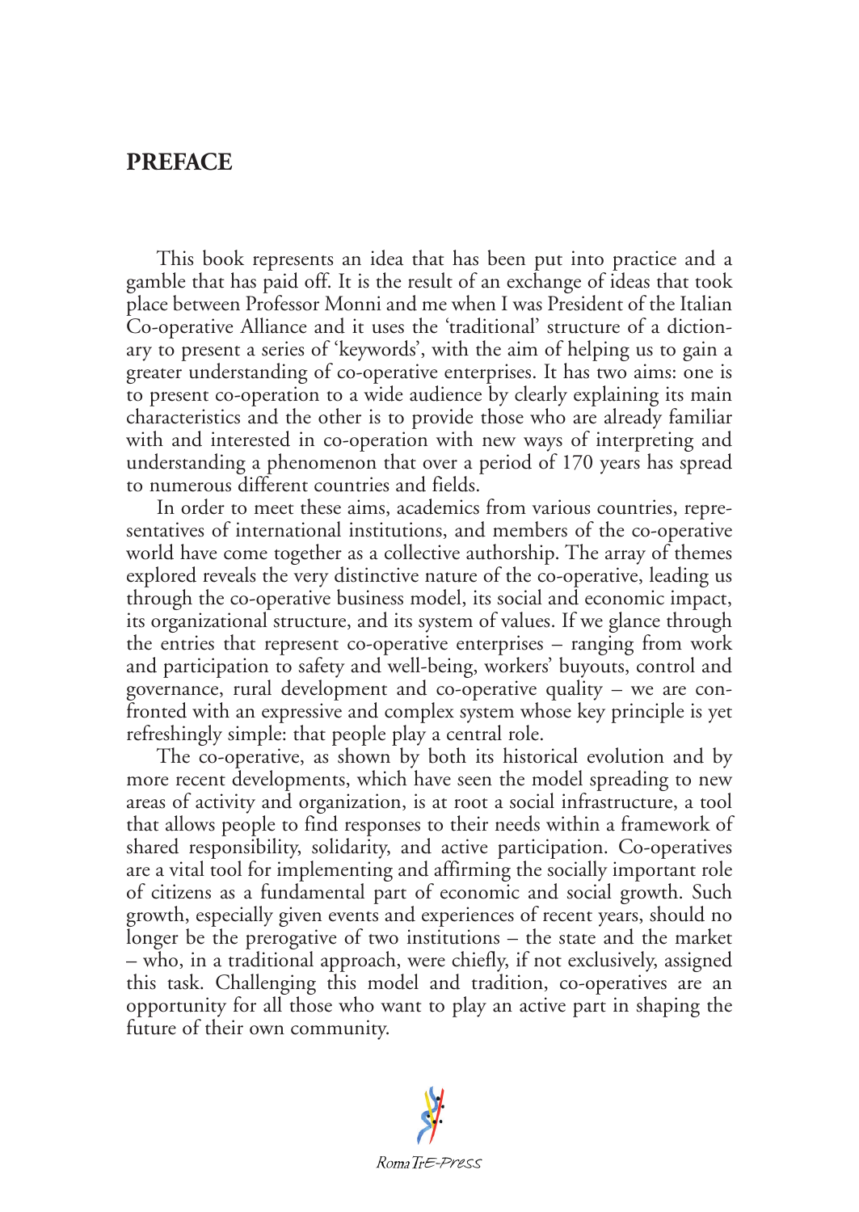# PREFACE

This book represents an idea that has been put into practice and a gamble that has paid off. It is the result of an exchange of ideas that took place between Professor Monni and me when I was President of the Italian Co-operative Alliance and it uses the 'traditional' structure of a dictionary to present a series of 'keywords', with the aim of helping us to gain a greater understanding of co-operative enterprises. It has two aims: one is to present co-operation to a wide audience by clearly explaining its main characteristics and the other is to provide those who are already familiar with and interested in co-operation with new ways of interpreting and understanding a phenomenon that over a period of 170 years has spread to numerous different countries and fields.

In order to meet these aims, academics from various countries, representatives of international institutions, and members of the co-operative world have come together as a collective authorship. The array of themes explored reveals the very distinctive nature of the co-operative, leading us through the co-operative business model, its social and economic impact, its organizational structure, and its system of values. If we glance through the entries that represent co-operative enterprises – ranging from work and participation to safety and well-being, workers' buyouts, control and governance, rural development and co-operative quality – we are confronted with an expressive and complex system whose key principle is yet refreshingly simple: that people play a central role.

The co-operative, as shown by both its historical evolution and by more recent developments, which have seen the model spreading to new areas of activity and organization, is at root a social infrastructure, a tool that allows people to find responses to their needs within a framework of shared responsibility, solidarity, and active participation. Co-operatives are a vital tool for implementing and affirming the socially important role of citizens as a fundamental part of economic and social growth. Such growth, especially given events and experiences of recent years, should no longer be the prerogative of two institutions – the state and the market – who, in a traditional approach, were chiefly, if not exclusively, assigned this task. Challenging this model and tradition, co-operatives are an opportunity for all those who want to play an active part in shaping the future of their own community.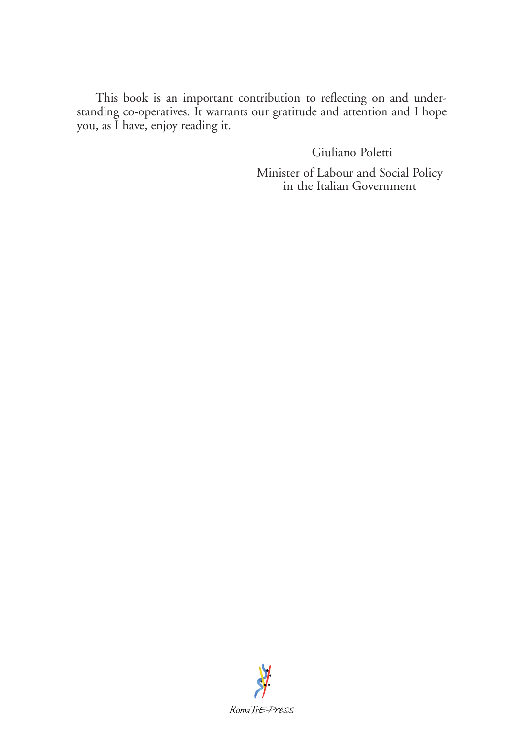This book is an important contribution to reflecting on and understanding co-operatives. It warrants our gratitude and attention and I hope you, as I have, enjoy reading it.

Giuliano Poletti

Minister of Labour and Social Policy
in the Italian Government

*RomaTrE-Press*